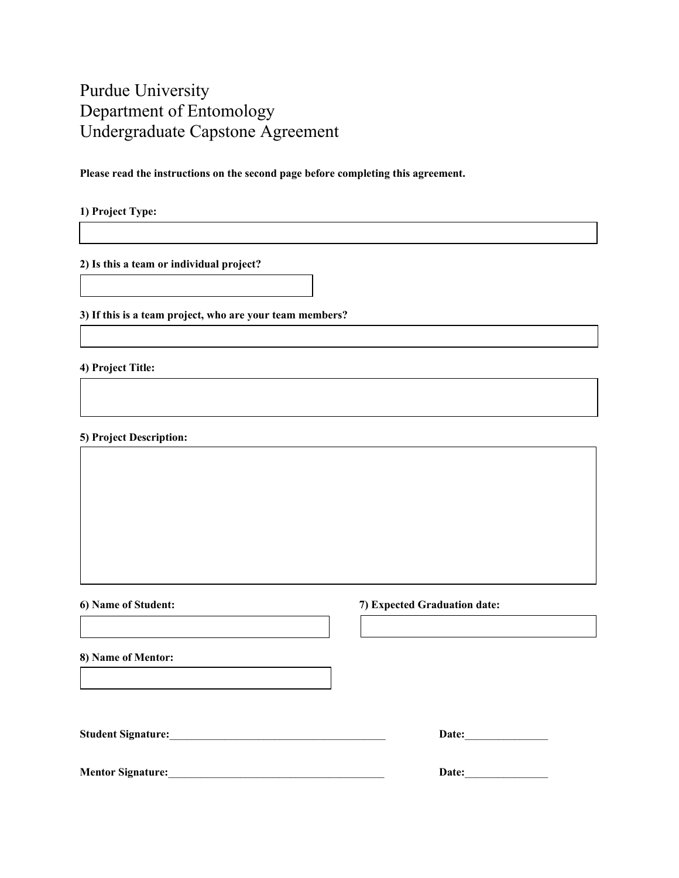# Purdue University
# Department of Entomology
# Undergraduate Capstone Agreement

**Please read the instructions on the second page before completing this agreement.**

**1) Project Type:**

**2) Is this a team or individual project?**

**3) If this is a team project, who are your team members?**

**4) Project Title:**

**5) Project Description:**

**6) Name of Student:**

**7) Expected Graduation date:**

**8) Name of Mentor:**

**Student Signature:**\_\_\_\_\_\_\_\_\_\_\_\_\_\_\_\_\_\_\_\_\_\_\_\_\_\_\_\_\_\_\_\_\_\_\_\_\_\_\_\_ **Date:**\_\_\_\_\_\_\_\_\_\_\_\_\_\_\_

**Mentor Signature:**\_\_\_\_\_\_\_\_\_\_\_\_\_\_\_\_\_\_\_\_\_\_\_\_\_\_\_\_\_\_\_\_\_\_\_\_\_\_\_\_ **Date:**\_\_\_\_\_\_\_\_\_\_\_\_\_\_\_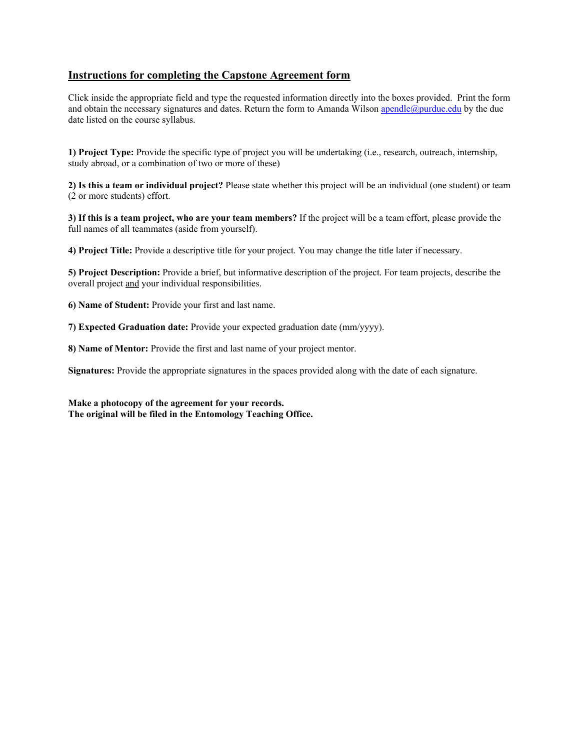## Instructions for completing the Capstone Agreement form

Click inside the appropriate field and type the requested information directly into the boxes provided. Print the form and obtain the necessary signatures and dates. Return the form to Amanda Wilson apendle@purdue.edu by the due date listed on the course syllabus.

**1) Project Type:** Provide the specific type of project you will be undertaking (i.e., research, outreach, internship, study abroad, or a combination of two or more of these)

**2) Is this a team or individual project?** Please state whether this project will be an individual (one student) or team (2 or more students) effort.

**3) If this is a team project, who are your team members?** If the project will be a team effort, please provide the full names of all teammates (aside from yourself).

**4) Project Title:** Provide a descriptive title for your project. You may change the title later if necessary.

**5) Project Description:** Provide a brief, but informative description of the project. For team projects, describe the overall project and your individual responsibilities.

**6) Name of Student:** Provide your first and last name.

**7) Expected Graduation date:** Provide your expected graduation date (mm/yyyy).

**8) Name of Mentor:** Provide the first and last name of your project mentor.

**Signatures:** Provide the appropriate signatures in the spaces provided along with the date of each signature.

**Make a photocopy of the agreement for your records.**
**The original will be filed in the Entomology Teaching Office.**